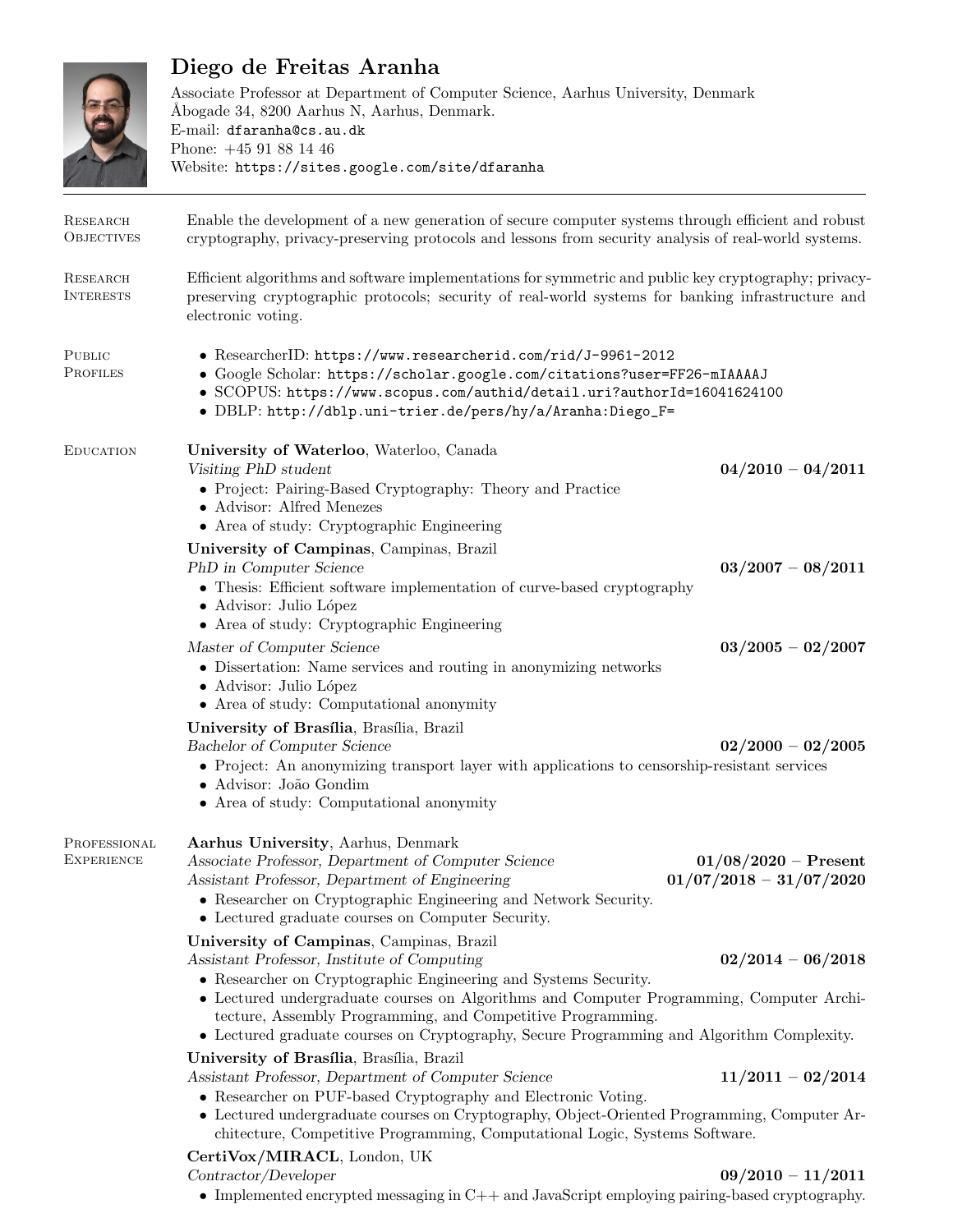# Diego de Freitas Aranha

Associate Professor at Department of Computer Science, Aarhus University, Denmark
Åbogade 34, 8200 Aarhus N, Aarhus, Denmark.
E-mail: `dfaranha@cs.au.dk`
Phone: +45 91 88 14 46
Website: `https://sites.google.com/site/dfaranha`

---

## Research Objectives

Enable the development of a new generation of secure computer systems through efficient and robust cryptography, privacy-preserving protocols and lessons from security analysis of real-world systems.

## Research Interests

Efficient algorithms and software implementations for symmetric and public key cryptography; privacy-preserving cryptographic protocols; security of real-world systems for banking infrastructure and electronic voting.

## Public Profiles

- ResearcherID: `https://www.researcherid.com/rid/J-9961-2012`
- Google Scholar: `https://scholar.google.com/citations?user=FF26-mIAAAAJ`
- SCOPUS: `https://www.scopus.com/authid/detail.uri?authorId=16041624100`
- DBLP: `http://dblp.uni-trier.de/pers/hy/a/Aranha:Diego_F=`

## Education

**University of Waterloo**, Waterloo, Canada
*Visiting PhD student* — **04/2010 – 04/2011**
- Project: Pairing-Based Cryptography: Theory and Practice
- Advisor: Alfred Menezes
- Area of study: Cryptographic Engineering

**University of Campinas**, Campinas, Brazil
*PhD in Computer Science* — **03/2007 – 08/2011**
- Thesis: Efficient software implementation of curve-based cryptography
- Advisor: Julio López
- Area of study: Cryptographic Engineering

*Master of Computer Science* — **03/2005 – 02/2007**
- Dissertation: Name services and routing in anonymizing networks
- Advisor: Julio López
- Area of study: Computational anonymity

**University of Brasília**, Brasília, Brazil
*Bachelor of Computer Science* — **02/2000 – 02/2005**
- Project: An anonymizing transport layer with applications to censorship-resistant services
- Advisor: João Gondim
- Area of study: Computational anonymity

## Professional Experience

**Aarhus University**, Aarhus, Denmark
*Associate Professor, Department of Computer Science* — **01/08/2020 – Present**
*Assistant Professor, Department of Engineering* — **01/07/2018 – 31/07/2020**
- Researcher on Cryptographic Engineering and Network Security.
- Lectured graduate courses on Computer Security.

**University of Campinas**, Campinas, Brazil
*Assistant Professor, Institute of Computing* — **02/2014 – 06/2018**
- Researcher on Cryptographic Engineering and Systems Security.
- Lectured undergraduate courses on Algorithms and Computer Programming, Computer Architecture, Assembly Programming, and Competitive Programming.
- Lectured graduate courses on Cryptography, Secure Programming and Algorithm Complexity.

**University of Brasília**, Brasília, Brazil
*Assistant Professor, Department of Computer Science* — **11/2011 – 02/2014**
- Researcher on PUF-based Cryptography and Electronic Voting.
- Lectured undergraduate courses on Cryptography, Object-Oriented Programming, Computer Architecture, Competitive Programming, Computational Logic, Systems Software.

**CertiVox/MIRACL**, London, UK
*Contractor/Developer* — **09/2010 – 11/2011**
- Implemented encrypted messaging in C++ and JavaScript employing pairing-based cryptography.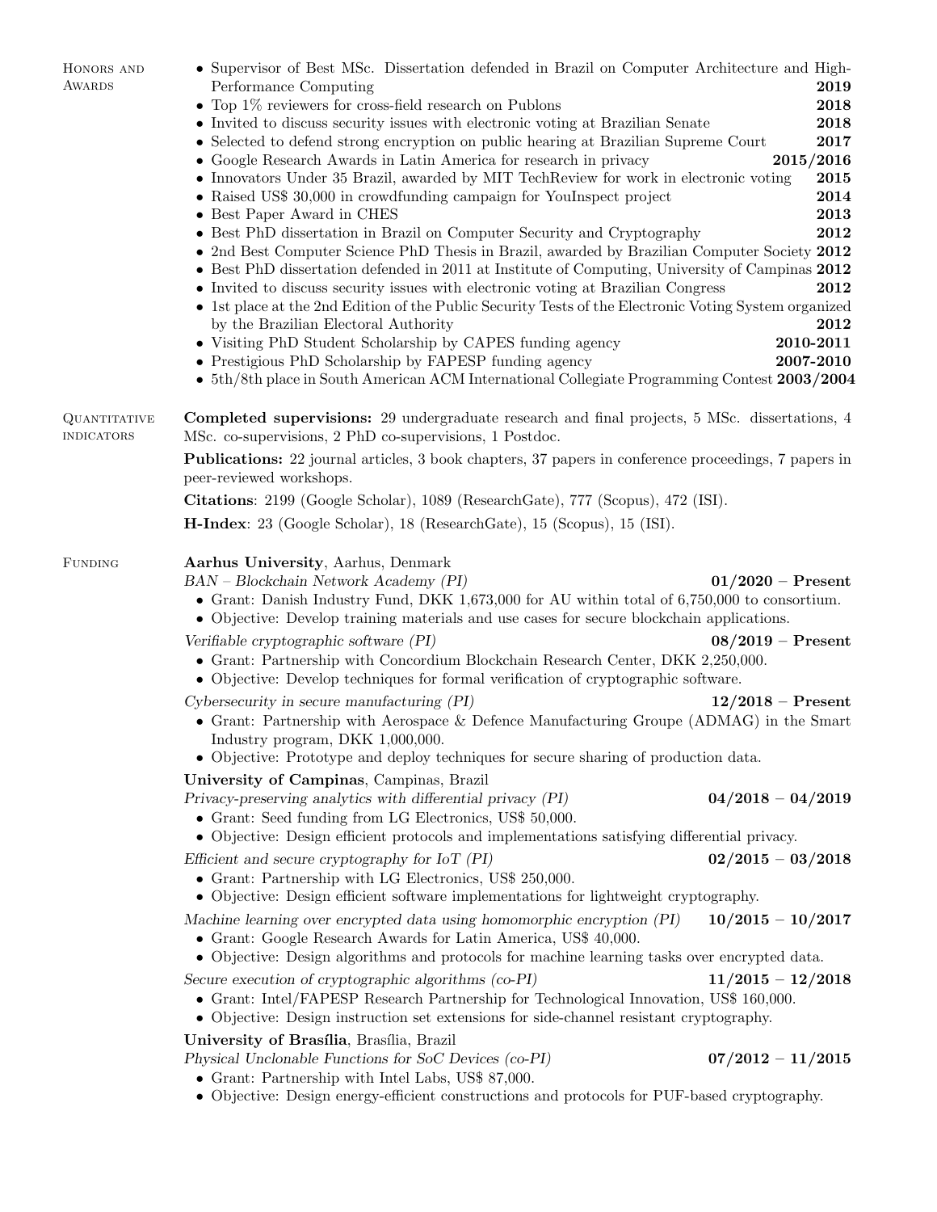## Honors and Awards

- Supervisor of Best MSc. Dissertation defended in Brazil on Computer Architecture and High-Performance Computing **2019**
- Top 1% reviewers for cross-field research on Publons **2018**
- Invited to discuss security issues with electronic voting at Brazilian Senate **2018**
- Selected to defend strong encryption on public hearing at Brazilian Supreme Court **2017**
- Google Research Awards in Latin America for research in privacy **2015/2016**
- Innovators Under 35 Brazil, awarded by MIT TechReview for work in electronic voting **2015**
- Raised US$ 30,000 in crowdfunding campaign for YouInspect project **2014**
- Best Paper Award in CHES **2013**
- Best PhD dissertation in Brazil on Computer Security and Cryptography **2012**
- 2nd Best Computer Science PhD Thesis in Brazil, awarded by Brazilian Computer Society **2012**
- Best PhD dissertation defended in 2011 at Institute of Computing, University of Campinas **2012**
- Invited to discuss security issues with electronic voting at Brazilian Congress **2012**
- 1st place at the 2nd Edition of the Public Security Tests of the Electronic Voting System organized by the Brazilian Electoral Authority **2012**
- Visiting PhD Student Scholarship by CAPES funding agency **2010-2011**
- Prestigious PhD Scholarship by FAPESP funding agency **2007-2010**
- 5th/8th place in South American ACM International Collegiate Programming Contest **2003/2004**

## Quantitative indicators

**Completed supervisions:** 29 undergraduate research and final projects, 5 MSc. dissertations, 4 MSc. co-supervisions, 2 PhD co-supervisions, 1 Postdoc.

**Publications:** 22 journal articles, 3 book chapters, 37 papers in conference proceedings, 7 papers in peer-reviewed workshops.

**Citations**: 2199 (Google Scholar), 1089 (ResearchGate), 777 (Scopus), 472 (ISI).

**H-Index**: 23 (Google Scholar), 18 (ResearchGate), 15 (Scopus), 15 (ISI).

## Funding

**Aarhus University**, Aarhus, Denmark

*BAN – Blockchain Network Academy (PI)* **01/2020 – Present**
- Grant: Danish Industry Fund, DKK 1,673,000 for AU within total of 6,750,000 to consortium.
- Objective: Develop training materials and use cases for secure blockchain applications.

*Verifiable cryptographic software (PI)* **08/2019 – Present**
- Grant: Partnership with Concordium Blockchain Research Center, DKK 2,250,000.
- Objective: Develop techniques for formal verification of cryptographic software.

*Cybersecurity in secure manufacturing (PI)* **12/2018 – Present**
- Grant: Partnership with Aerospace & Defence Manufacturing Groupe (ADMAG) in the Smart Industry program, DKK 1,000,000.
- Objective: Prototype and deploy techniques for secure sharing of production data.

**University of Campinas**, Campinas, Brazil

*Privacy-preserving analytics with differential privacy (PI)* **04/2018 – 04/2019**
- Grant: Seed funding from LG Electronics, US$ 50,000.
- Objective: Design efficient protocols and implementations satisfying differential privacy.

*Efficient and secure cryptography for IoT (PI)* **02/2015 – 03/2018**
- Grant: Partnership with LG Electronics, US$ 250,000.
- Objective: Design efficient software implementations for lightweight cryptography.

*Machine learning over encrypted data using homomorphic encryption (PI)* **10/2015 – 10/2017**
- Grant: Google Research Awards for Latin America, US$ 40,000.
- Objective: Design algorithms and protocols for machine learning tasks over encrypted data.

*Secure execution of cryptographic algorithms (co-PI)* **11/2015 – 12/2018**
- Grant: Intel/FAPESP Research Partnership for Technological Innovation, US$ 160,000.
- Objective: Design instruction set extensions for side-channel resistant cryptography.

**University of Brasília**, Brasília, Brazil

*Physical Unclonable Functions for SoC Devices (co-PI)* **07/2012 – 11/2015**
- Grant: Partnership with Intel Labs, US$ 87,000.
- Objective: Design energy-efficient constructions and protocols for PUF-based cryptography.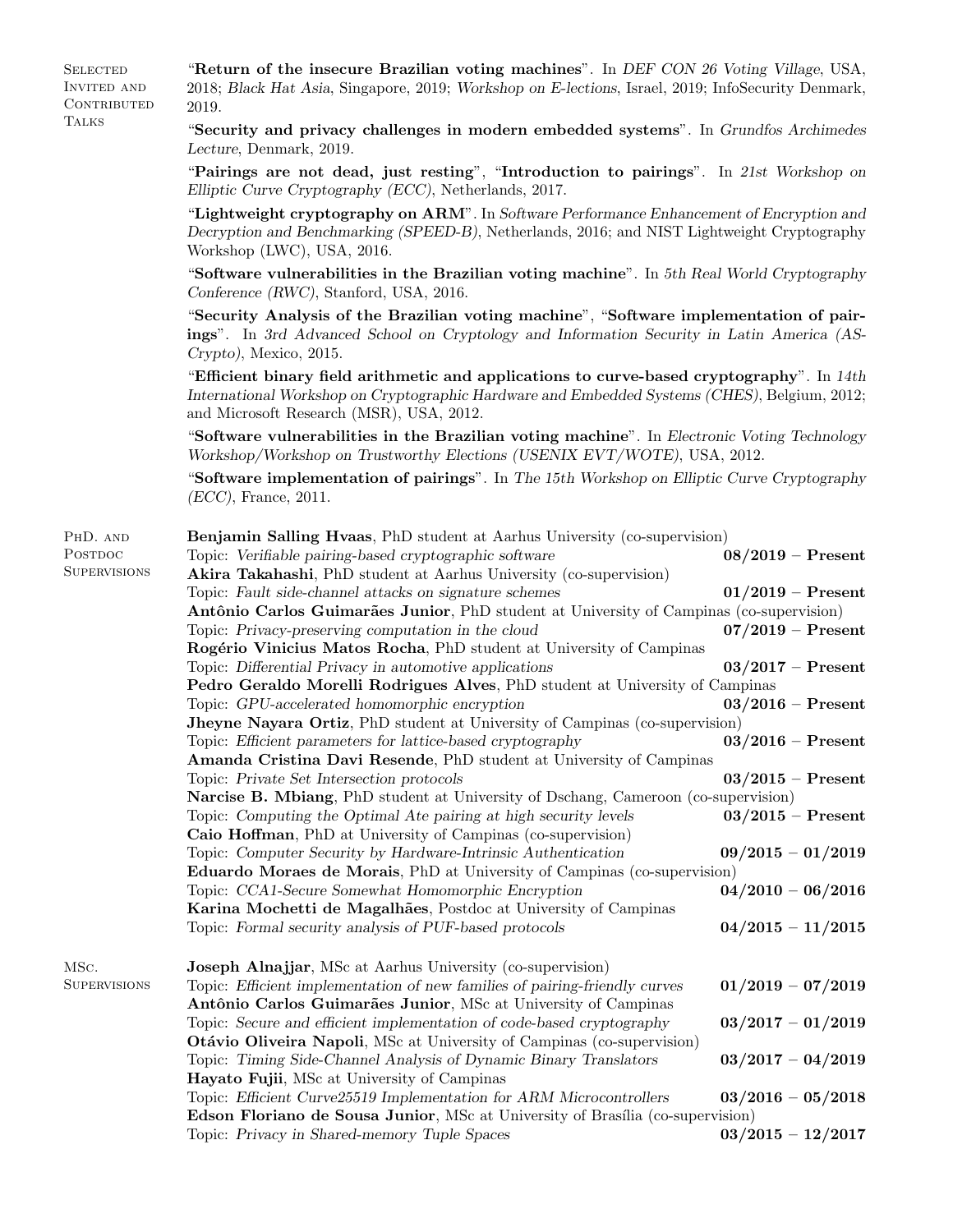## Selected Invited and Contributed Talks

"**Return of the insecure Brazilian voting machines**". In *DEF CON 26 Voting Village*, USA, 2018; *Black Hat Asia*, Singapore, 2019; *Workshop on E-lections*, Israel, 2019; InfoSecurity Denmark, 2019.

"**Security and privacy challenges in modern embedded systems**". In *Grundfos Archimedes Lecture*, Denmark, 2019.

"**Pairings are not dead, just resting**", "**Introduction to pairings**". In *21st Workshop on Elliptic Curve Cryptography (ECC)*, Netherlands, 2017.

"**Lightweight cryptography on ARM**". In *Software Performance Enhancement of Encryption and Decryption and Benchmarking (SPEED-B)*, Netherlands, 2016; and NIST Lightweight Cryptography Workshop (LWC), USA, 2016.

"**Software vulnerabilities in the Brazilian voting machine**". In *5th Real World Cryptography Conference (RWC)*, Stanford, USA, 2016.

"**Security Analysis of the Brazilian voting machine**", "**Software implementation of pairings**". In *3rd Advanced School on Cryptology and Information Security in Latin America (AS-Crypto)*, Mexico, 2015.

"**Efficient binary field arithmetic and applications to curve-based cryptography**". In *14th International Workshop on Cryptographic Hardware and Embedded Systems (CHES)*, Belgium, 2012; and Microsoft Research (MSR), USA, 2012.

"**Software vulnerabilities in the Brazilian voting machine**". In *Electronic Voting Technology Workshop/Workshop on Trustworthy Elections (USENIX EVT/WOTE)*, USA, 2012.

"**Software implementation of pairings**". In *The 15th Workshop on Elliptic Curve Cryptography (ECC)*, France, 2011.

## PhD. and Postdoc Supervisions

**Benjamin Salling Hvaas**, PhD student at Aarhus University (co-supervision)
Topic: *Verifiable pairing-based cryptographic software* — **08/2019 – Present**

**Akira Takahashi**, PhD student at Aarhus University (co-supervision)
Topic: *Fault side-channel attacks on signature schemes* — **01/2019 – Present**

**Antônio Carlos Guimarães Junior**, PhD student at University of Campinas (co-supervision)
Topic: *Privacy-preserving computation in the cloud* — **07/2019 – Present**

**Rogério Vinicius Matos Rocha**, PhD student at University of Campinas
Topic: *Differential Privacy in automotive applications* — **03/2017 – Present**

**Pedro Geraldo Morelli Rodrigues Alves**, PhD student at University of Campinas
Topic: *GPU-accelerated homomorphic encryption* — **03/2016 – Present**

**Jheyne Nayara Ortiz**, PhD student at University of Campinas (co-supervision)
Topic: *Efficient parameters for lattice-based cryptography* — **03/2016 – Present**

**Amanda Cristina Davi Resende**, PhD student at University of Campinas
Topic: *Private Set Intersection protocols* — **03/2015 – Present**

**Narcise B. Mbiang**, PhD student at University of Dschang, Cameroon (co-supervision)
Topic: *Computing the Optimal Ate pairing at high security levels* — **03/2015 – Present**

**Caio Hoffman**, PhD at University of Campinas (co-supervision)
Topic: *Computer Security by Hardware-Intrinsic Authentication* — **09/2015 – 01/2019**

**Eduardo Moraes de Morais**, PhD at University of Campinas (co-supervision)
Topic: *CCA1-Secure Somewhat Homomorphic Encryption* — **04/2010 – 06/2016**

**Karina Mochetti de Magalhães**, Postdoc at University of Campinas
Topic: *Formal security analysis of PUF-based protocols* — **04/2015 – 11/2015**

## MSc. Supervisions

**Joseph Alnajjar**, MSc at Aarhus University (co-supervision)
Topic: *Efficient implementation of new families of pairing-friendly curves* — **01/2019 – 07/2019**

**Antônio Carlos Guimarães Junior**, MSc at University of Campinas
Topic: *Secure and efficient implementation of code-based cryptography* — **03/2017 – 01/2019**

**Otávio Oliveira Napoli**, MSc at University of Campinas (co-supervision)
Topic: *Timing Side-Channel Analysis of Dynamic Binary Translators* — **03/2017 – 04/2019**

**Hayato Fujii**, MSc at University of Campinas
Topic: *Efficient Curve25519 Implementation for ARM Microcontrollers* — **03/2016 – 05/2018**

**Edson Floriano de Sousa Junior**, MSc at University of Brasília (co-supervision)
Topic: *Privacy in Shared-memory Tuple Spaces* — **03/2015 – 12/2017**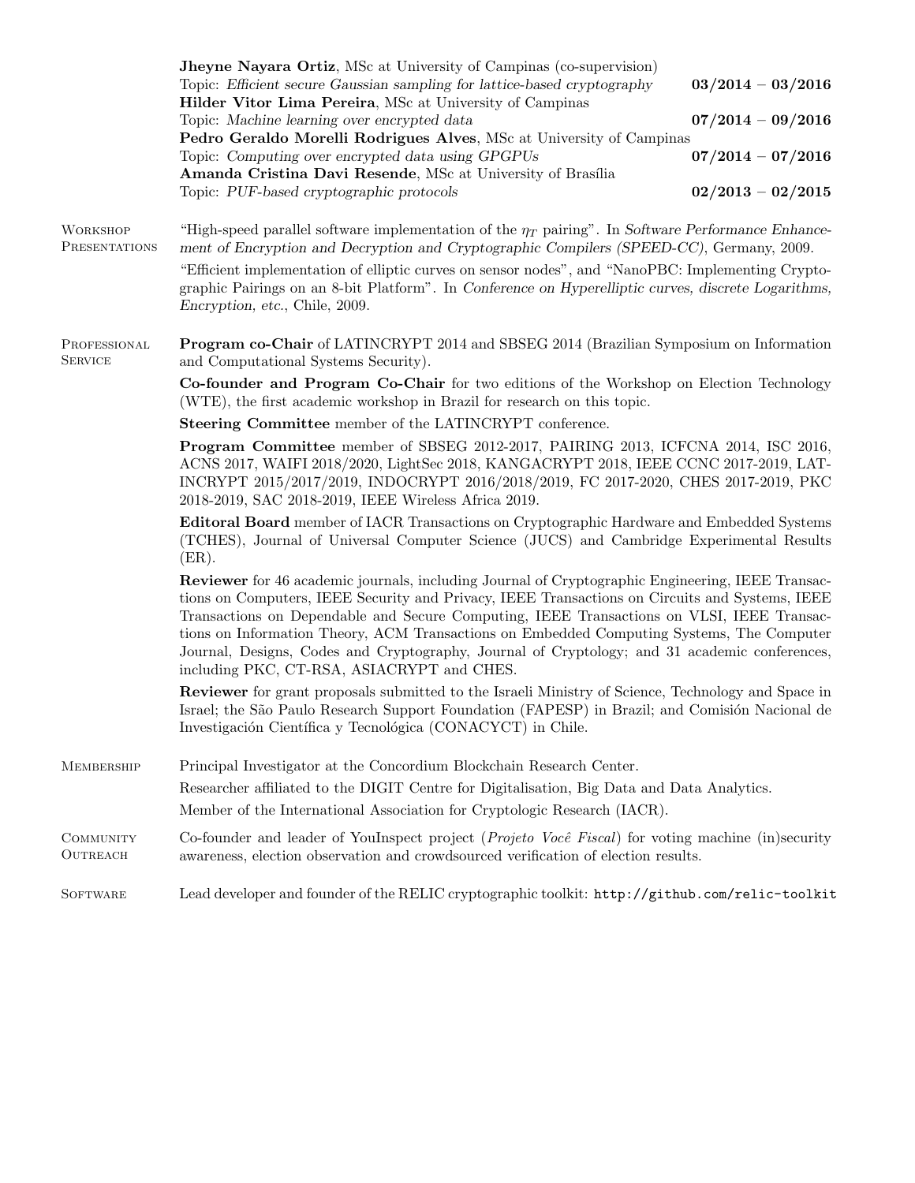**Jheyne Nayara Ortiz**, MSc at University of Campinas (co-supervision)
Topic: *Efficient secure Gaussian sampling for lattice-based cryptography* **03/2014 – 03/2016**

**Hilder Vitor Lima Pereira**, MSc at University of Campinas
Topic: *Machine learning over encrypted data* **07/2014 – 09/2016**

**Pedro Geraldo Morelli Rodrigues Alves**, MSc at University of Campinas
Topic: *Computing over encrypted data using GPGPUs* **07/2014 – 07/2016**

**Amanda Cristina Davi Resende**, MSc at University of Brasília
Topic: *PUF-based cryptographic protocols* **02/2013 – 02/2015**

## Workshop Presentations

"High-speed parallel software implementation of the $\eta_T$ pairing". In *Software Performance Enhancement of Encryption and Decryption and Cryptographic Compilers (SPEED-CC)*, Germany, 2009.

"Efficient implementation of elliptic curves on sensor nodes", and "NanoPBC: Implementing Cryptographic Pairings on an 8-bit Platform". In *Conference on Hyperelliptic curves, discrete Logarithms, Encryption, etc.*, Chile, 2009.

## Professional Service

**Program co-Chair** of LATINCRYPT 2014 and SBSEG 2014 (Brazilian Symposium on Information and Computational Systems Security).

**Co-founder and Program Co-Chair** for two editions of the Workshop on Election Technology (WTE), the first academic workshop in Brazil for research on this topic.

**Steering Committee** member of the LATINCRYPT conference.

**Program Committee** member of SBSEG 2012-2017, PAIRING 2013, ICFCNA 2014, ISC 2016, ACNS 2017, WAIFI 2018/2020, LightSec 2018, KANGACRYPT 2018, IEEE CCNC 2017-2019, LATINCRYPT 2015/2017/2019, INDOCRYPT 2016/2018/2019, FC 2017-2020, CHES 2017-2019, PKC 2018-2019, SAC 2018-2019, IEEE Wireless Africa 2019.

**Editoral Board** member of IACR Transactions on Cryptographic Hardware and Embedded Systems (TCHES), Journal of Universal Computer Science (JUCS) and Cambridge Experimental Results (ER).

**Reviewer** for 46 academic journals, including Journal of Cryptographic Engineering, IEEE Transactions on Computers, IEEE Security and Privacy, IEEE Transactions on Circuits and Systems, IEEE Transactions on Dependable and Secure Computing, IEEE Transactions on VLSI, IEEE Transactions on Information Theory, ACM Transactions on Embedded Computing Systems, The Computer Journal, Designs, Codes and Cryptography, Journal of Cryptology; and 31 academic conferences, including PKC, CT-RSA, ASIACRYPT and CHES.

**Reviewer** for grant proposals submitted to the Israeli Ministry of Science, Technology and Space in Israel; the São Paulo Research Support Foundation (FAPESP) in Brazil; and Comisión Nacional de Investigación Científica y Tecnológica (CONACYCT) in Chile.

## Membership

Principal Investigator at the Concordium Blockchain Research Center.

Researcher affiliated to the DIGIT Centre for Digitalisation, Big Data and Data Analytics.

Member of the International Association for Cryptologic Research (IACR).

## Community Outreach

Co-founder and leader of YouInspect project (*Projeto Você Fiscal*) for voting machine (in)security awareness, election observation and crowdsourced verification of election results.

## Software

Lead developer and founder of the RELIC cryptographic toolkit: `http://github.com/relic-toolkit`